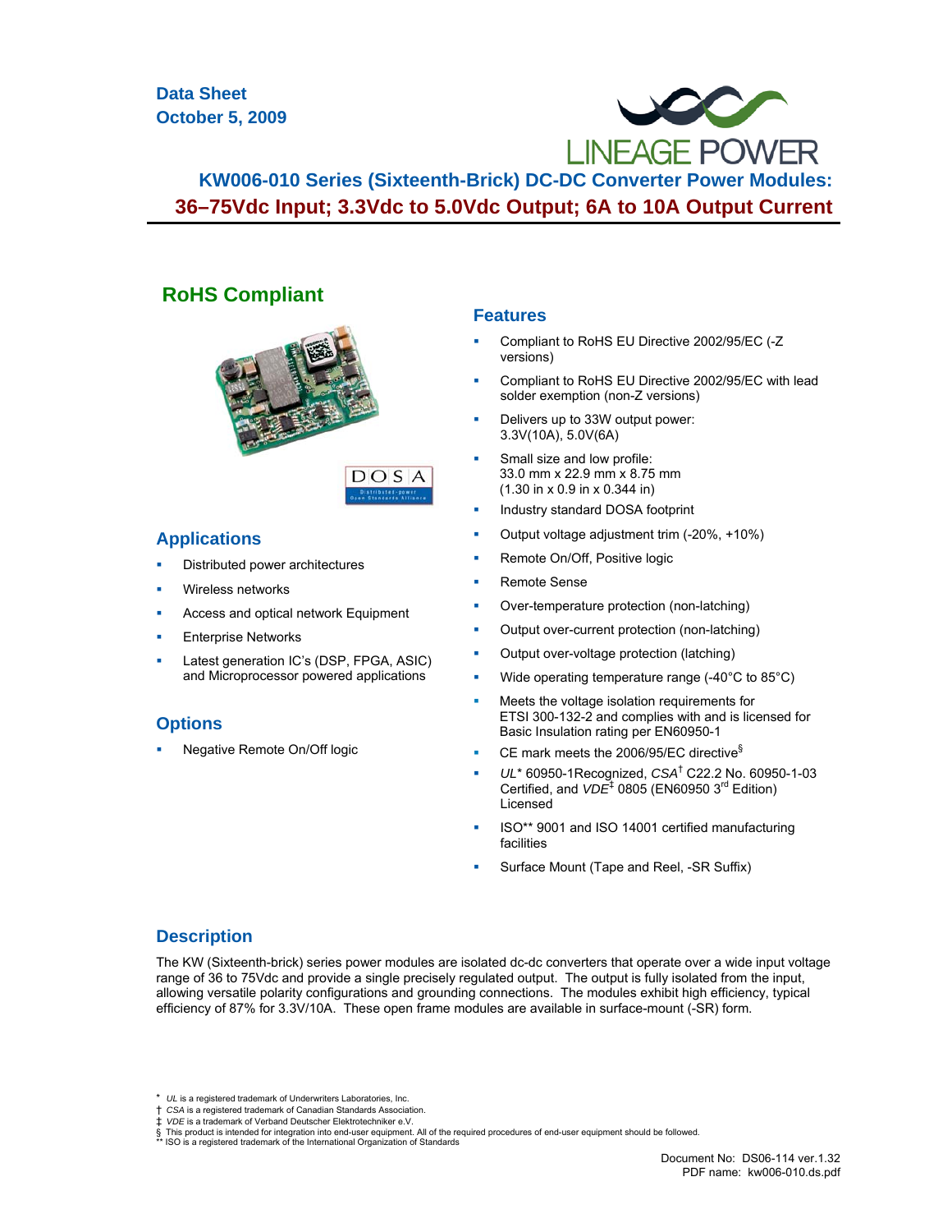Data Sheet
October 5, 2009

LINEAGE POWER

# KW006-010 Series (Sixteenth-Brick) DC-DC Converter Power Modules: 36–75Vdc Input; 3.3Vdc to 5.0Vdc Output; 6A to 10A Output Current

## RoHS Compliant

## Applications

- Distributed power architectures
- Wireless networks
- Access and optical network Equipment
- Enterprise Networks
- Latest generation IC's (DSP, FPGA, ASIC) and Microprocessor powered applications

## Options

- Negative Remote On/Off logic

## Features

- Compliant to RoHS EU Directive 2002/95/EC (-Z versions)
- Compliant to RoHS EU Directive 2002/95/EC with lead solder exemption (non-Z versions)
- Delivers up to 33W output power: 3.3V(10A), 5.0V(6A)
- Small size and low profile: 33.0 mm x 22.9 mm x 8.75 mm (1.30 in x 0.9 in x 0.344 in)
- Industry standard DOSA footprint
- Output voltage adjustment trim (-20%, +10%)
- Remote On/Off, Positive logic
- Remote Sense
- Over-temperature protection (non-latching)
- Output over-current protection (non-latching)
- Output over-voltage protection (latching)
- Wide operating temperature range (-40°C to 85°C)
- Meets the voltage isolation requirements for ETSI 300-132-2 and complies with and is licensed for Basic Insulation rating per EN60950-1
- CE mark meets the 2006/95/EC directive§
- *UL** 60950-1Recognized, *CSA*† C22.2 No. 60950-1-03 Certified, and *VDE*‡ 0805 (EN60950 3rd Edition) Licensed
- ISO** 9001 and ISO 14001 certified manufacturing facilities
- Surface Mount (Tape and Reel, -SR Suffix)

## Description

The KW (Sixteenth-brick) series power modules are isolated dc-dc converters that operate over a wide input voltage range of 36 to 75Vdc and provide a single precisely regulated output. The output is fully isolated from the input, allowing versatile polarity configurations and grounding connections. The modules exhibit high efficiency, typical efficiency of 87% for 3.3V/10A. These open frame modules are available in surface-mount (-SR) form.

\* *UL* is a registered trademark of Underwriters Laboratories, Inc.
† *CSA* is a registered trademark of Canadian Standards Association.
‡ *VDE* is a trademark of Verband Deutscher Elektrotechniker e.V.
§ This product is intended for integration into end-user equipment. All of the required procedures of end-user equipment should be followed.
\** ISO is a registered trademark of the International Organization of Standards

Document No: DS06-114 ver.1.32
PDF name: kw006-010.ds.pdf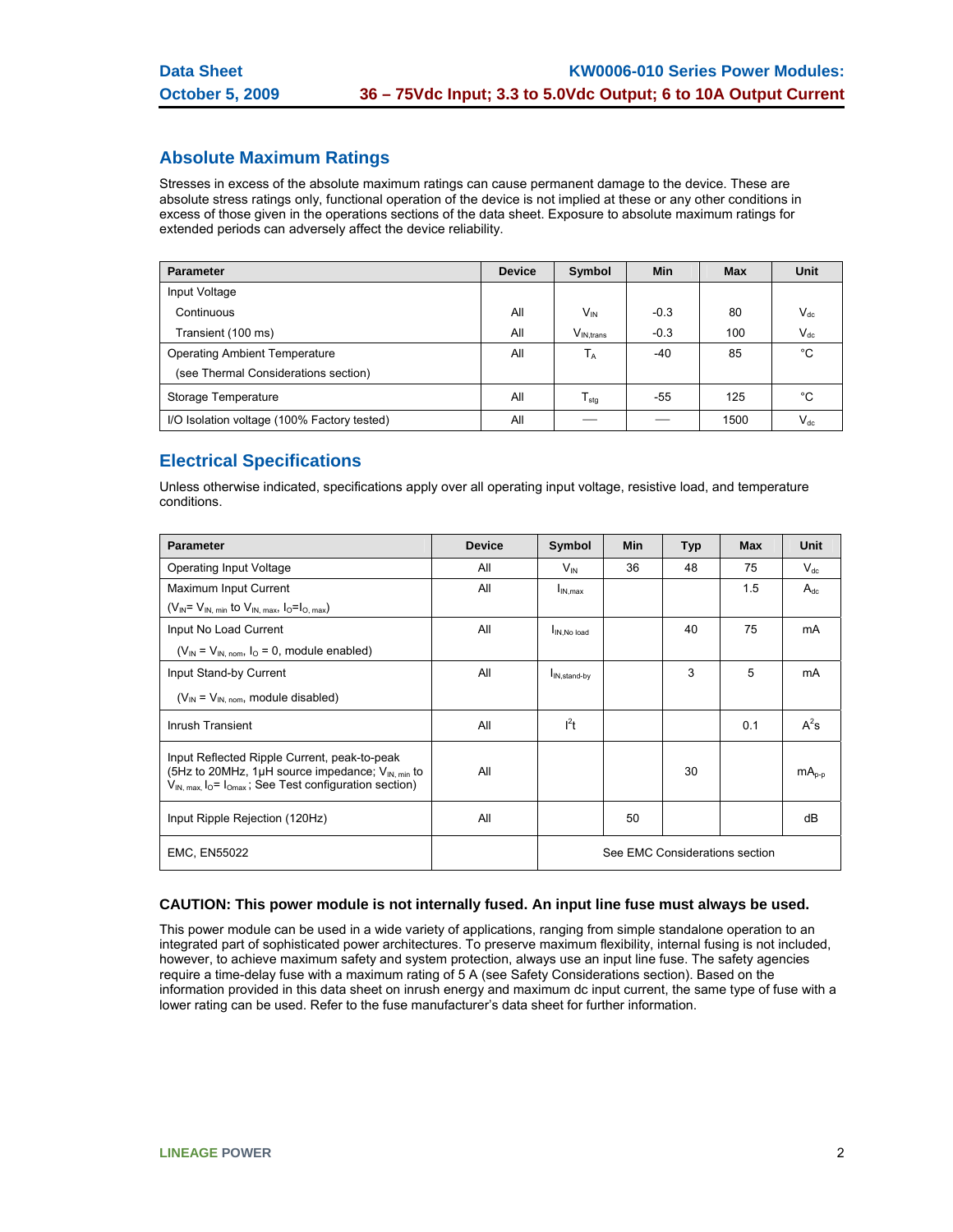## Absolute Maximum Ratings

Stresses in excess of the absolute maximum ratings can cause permanent damage to the device. These are absolute stress ratings only, functional operation of the device is not implied at these or any other conditions in excess of those given in the operations sections of the data sheet. Exposure to absolute maximum ratings for extended periods can adversely affect the device reliability.

| Parameter | Device | Symbol | Min | Max | Unit |
|---|---|---|---|---|---|
| Input Voltage | | | | | |
| Continuous | All | $V_{IN}$ | -0.3 | 80 | $V_{dc}$ |
| Transient (100 ms) | All | $V_{IN,trans}$ | -0.3 | 100 | $V_{dc}$ |
| Operating Ambient Temperature (see Thermal Considerations section) | All | $T_A$ | -40 | 85 | °C |
| Storage Temperature | All | $T_{stg}$ | -55 | 125 | °C |
| I/O Isolation voltage (100% Factory tested) | All | — | — | 1500 | $V_{dc}$ |

## Electrical Specifications

Unless otherwise indicated, specifications apply over all operating input voltage, resistive load, and temperature conditions.

| Parameter | Device | Symbol | Min | Typ | Max | Unit |
|---|---|---|---|---|---|---|
| Operating Input Voltage | All | $V_{IN}$ | 36 | 48 | 75 | $V_{dc}$ |
| Maximum Input Current ($V_{IN}$= $V_{IN,\ min}$ to $V_{IN,\ max}$, $I_O$=$I_{O,\ max}$) | All | $I_{IN,max}$ | | | 1.5 | $A_{dc}$ |
| Input No Load Current ($V_{IN}$ = $V_{IN,\ nom}$, $I_O$ = 0, module enabled) | All | $I_{IN,No\ load}$ | | 40 | 75 | mA |
| Input Stand-by Current ($V_{IN}$ = $V_{IN,\ nom}$, module disabled) | All | $I_{IN,stand\text{-}by}$ | | 3 | 5 | mA |
| Inrush Transient | All | $I^2t$ | | | 0.1 | $A^2s$ |
| Input Reflected Ripple Current, peak-to-peak (5Hz to 20MHz, 1μH source impedance; $V_{IN,\ min}$ to $V_{IN,\ max,}$ $I_O$= $I_{Omax}$ ; See Test configuration section) | All | | | 30 | | $mA_{p\text{-}p}$ |
| Input Ripple Rejection (120Hz) | All | | 50 | | | dB |
| EMC, EN55022 | | See EMC Considerations section | | | | |

**CAUTION: This power module is not internally fused. An input line fuse must always be used.**

This power module can be used in a wide variety of applications, ranging from simple standalone operation to an integrated part of sophisticated power architectures. To preserve maximum flexibility, internal fusing is not included, however, to achieve maximum safety and system protection, always use an input line fuse. The safety agencies require a time-delay fuse with a maximum rating of 5 A (see Safety Considerations section). Based on the information provided in this data sheet on inrush energy and maximum dc input current, the same type of fuse with a lower rating can be used. Refer to the fuse manufacturer's data sheet for further information.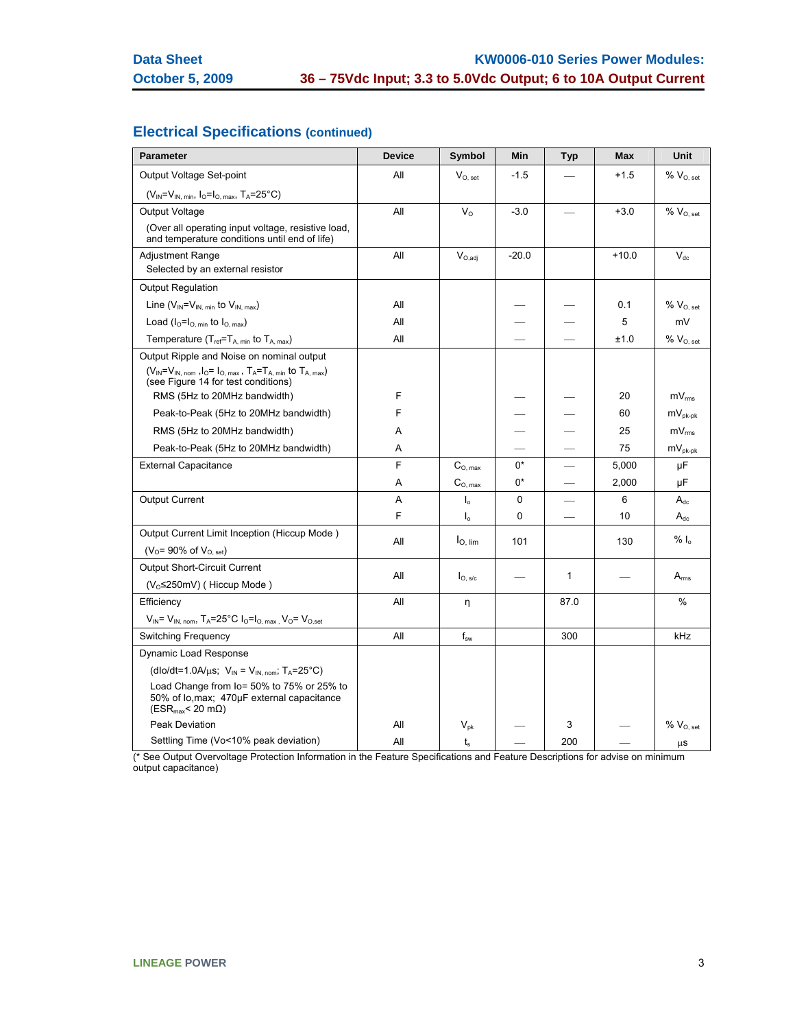## Electrical Specifications (continued)

| Parameter | Device | Symbol | Min | Typ | Max | Unit |
|---|---|---|---|---|---|---|
| Output Voltage Set-point ($V_{IN}$=$V_{IN,\ min}$, $I_O$=$I_{O,\ max}$, $T_A$=25°C) | All | $V_{O,\ set}$ | -1.5 | — | +1.5 | % $V_{O,\ set}$ |
| Output Voltage (Over all operating input voltage, resistive load, and temperature conditions until end of life) | All | $V_O$ | -3.0 | — | +3.0 | % $V_{O,\ set}$ |
| Adjustment Range Selected by an external resistor | All | $V_{O,adj}$ | -20.0 | | +10.0 | $V_{dc}$ |
| Output Regulation | | | | | | |
| Line ($V_{IN}$=$V_{IN,\ min}$ to $V_{IN,\ max}$) | All | | — | — | 0.1 | % $V_{O,\ set}$ |
| Load ($I_O$=$I_{O,\ min}$ to $I_{O,\ max}$) | All | | — | — | 5 | mV |
| Temperature ($T_{ref}$=$T_{A,\ min}$ to $T_{A,\ max}$) | All | | — | — | ±1.0 | % $V_{O,\ set}$ |
| Output Ripple and Noise on nominal output ($V_{IN}$=$V_{IN,\ nom}$ ,$I_O$= $I_{O,\ max}$ , $T_A$=$T_{A,\ min}$ to $T_{A,\ max}$) (see Figure 14 for test conditions) | | | | | | |
| RMS (5Hz to 20MHz bandwidth) | F | | — | — | 20 | $mV_{rms}$ |
| Peak-to-Peak (5Hz to 20MHz bandwidth) | F | | — | — | 60 | $mV_{pk\text{-}pk}$ |
| RMS (5Hz to 20MHz bandwidth) | A | | — | — | 25 | $mV_{rms}$ |
| Peak-to-Peak (5Hz to 20MHz bandwidth) | A | | — | — | 75 | $mV_{pk\text{-}pk}$ |
| External Capacitance | F | $C_{O,\ max}$ | 0* | — | 5,000 | μF |
| | A | $C_{O,\ max}$ | 0* | — | 2,000 | μF |
| Output Current | A | $I_o$ | 0 | — | 6 | $A_{dc}$ |
| | F | $I_o$ | 0 | — | 10 | $A_{dc}$ |
| Output Current Limit Inception (Hiccup Mode ) ($V_O$= 90% of $V_{O,\ set}$) | All | $I_{O,\ lim}$ | 101 | | 130 | % $I_o$ |
| Output Short-Circuit Current ($V_O$≤250mV) ( Hiccup Mode ) | All | $I_{O,\ s/c}$ | — | 1 | — | $A_{rms}$ |
| Efficiency $V_{IN}$= $V_{IN,\ nom}$, $T_A$=25°C $I_O$=$I_{O,\ max}$ , $V_O$= $V_{O,set}$ | All | η | | 87.0 | | % |
| Switching Frequency | All | $f_{sw}$ | | 300 | | kHz |
| Dynamic Load Response (dIo/dt=1.0A/μs; $V_{IN}$ = $V_{IN,\ nom}$; $T_A$=25°C) Load Change from Io= 50% to 75% or 25% to 50% of Io,max; 470μF external capacitance ($ESR_{max}$< 20 mΩ) | | | | | | |
| Peak Deviation | All | $V_{pk}$ | — | 3 | — | % $V_{O,\ set}$ |
| Settling Time (Vo<10% peak deviation) | All | $t_s$ | — | 200 | — | μs |

(* See Output Overvoltage Protection Information in the Feature Specifications and Feature Descriptions for advise on minimum output capacitance)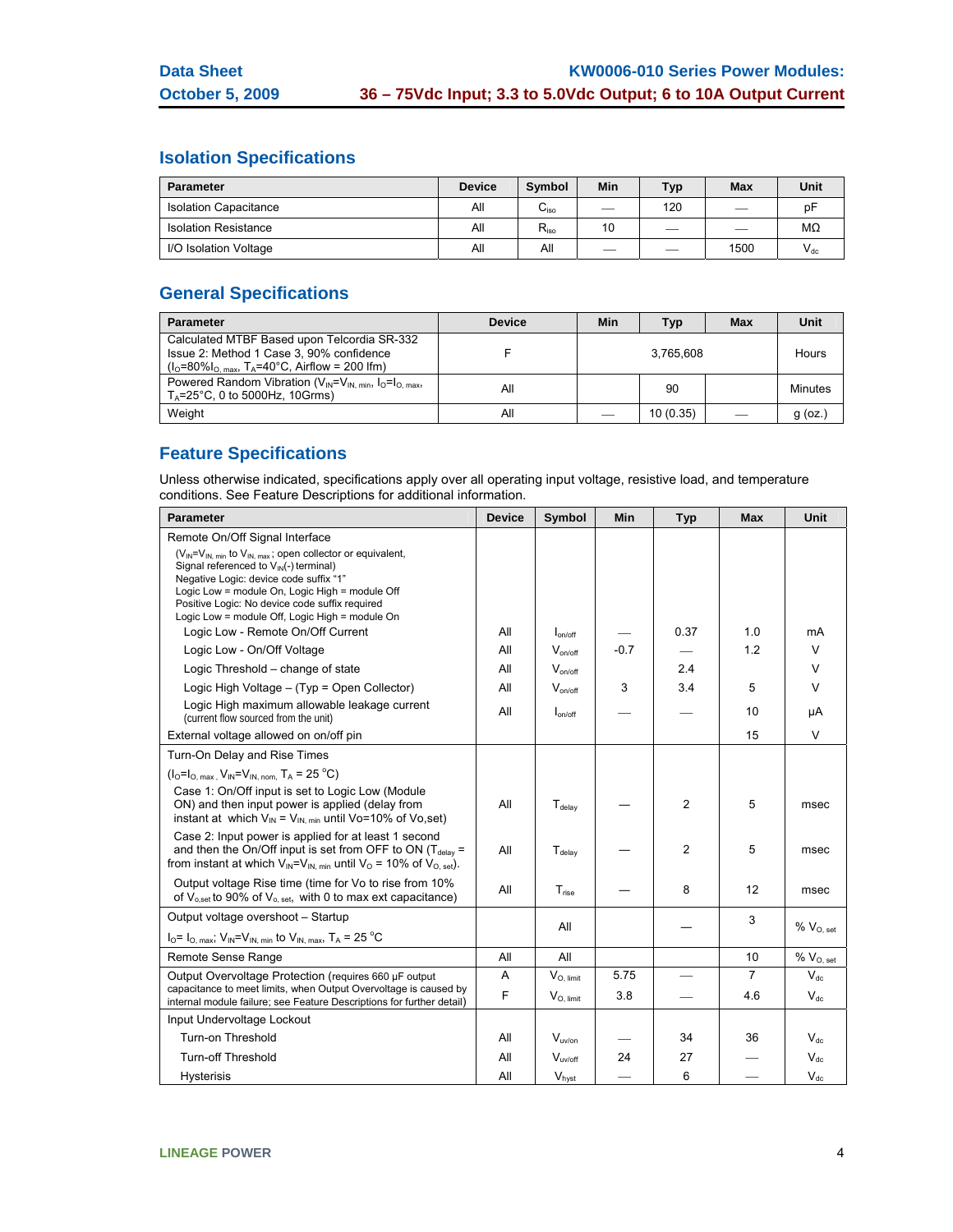## Isolation Specifications

| Parameter | Device | Symbol | Min | Typ | Max | Unit |
|---|---|---|---|---|---|---|
| Isolation Capacitance | All | $C_{iso}$ | — | 120 | — | pF |
| Isolation Resistance | All | $R_{iso}$ | 10 | — | — | MΩ |
| I/O Isolation Voltage | All | All | — | — | 1500 | $V_{dc}$ |

## General Specifications

| Parameter | Device | Min | Typ | Max | Unit |
|---|---|---|---|---|---|
| Calculated MTBF Based upon Telcordia SR-332 Issue 2: Method 1 Case 3, 90% confidence ($I_O$=80%$I_{O,\,max}$, $T_A$=40°C, Airflow = 200 lfm) | F | | 3,765,608 | | Hours |
| Powered Random Vibration ($V_{IN}$=$V_{IN,\,min}$, $I_O$=$I_{O,\,max}$, $T_A$=25°C, 0 to 5000Hz, 10Grms) | All | | 90 | | Minutes |
| Weight | All | — | 10 (0.35) | — | g (oz.) |

## Feature Specifications

Unless otherwise indicated, specifications apply over all operating input voltage, resistive load, and temperature conditions. See Feature Descriptions for additional information.

| Parameter | Device | Symbol | Min | Typ | Max | Unit |
|---|---|---|---|---|---|---|
| Remote On/Off Signal Interface ($V_{IN}$=$V_{IN,\,min}$ to $V_{IN,\,max}$ ; open collector or equivalent, Signal referenced to $V_{IN}$(-) terminal) Negative Logic: device code suffix "1" Logic Low = module On, Logic High = module Off Positive Logic: No device code suffix required Logic Low = module Off, Logic High = module On | | | | | | |
| Logic Low - Remote On/Off Current | All | $I_{on/off}$ | — | 0.37 | 1.0 | mA |
| Logic Low - On/Off Voltage | All | $V_{on/off}$ | -0.7 | — | 1.2 | V |
| Logic Threshold – change of state | All | $V_{on/off}$ | | 2.4 | | V |
| Logic High Voltage – (Typ = Open Collector) | All | $V_{on/off}$ | 3 | 3.4 | 5 | V |
| Logic High maximum allowable leakage current (current flow sourced from the unit) | All | $I_{on/off}$ | — | — | 10 | μA |
| External voltage allowed on on/off pin | | | | | 15 | V |
| Turn-On Delay and Rise Times ($I_O$=$I_{O,\,max}$ , $V_{IN}$=$V_{IN,\,nom}$, $T_A$ = 25 °C) | | | | | | |
| Case 1: On/Off input is set to Logic Low (Module ON) and then input power is applied (delay from instant at which $V_{IN}$ = $V_{IN,\,min}$ until Vo=10% of Vo,set) | All | $T_{delay}$ | — | 2 | 5 | msec |
| Case 2: Input power is applied for at least 1 second and then the On/Off input is set from OFF to ON ($T_{delay}$ = from instant at which $V_{IN}$=$V_{IN,\,min}$ until $V_O$ = 10% of $V_{O,\,set}$). | All | $T_{delay}$ | — | 2 | 5 | msec |
| Output voltage Rise time (time for Vo to rise from 10% of $V_{o,set}$ to 90% of $V_{o,\,set}$, with 0 to max ext capacitance) | All | $T_{rise}$ | — | 8 | 12 | msec |
| Output voltage overshoot – Startup $I_O$= $I_{O,\,max}$; $V_{IN}$=$V_{IN,\,min}$ to $V_{IN,\,max}$, $T_A$ = 25 °C | | All | | — | 3 | % $V_{O,\,set}$ |
| Remote Sense Range | All | All | | | 10 | % $V_{O,\,set}$ |
| Output Overvoltage Protection (requires 660 μF output capacitance to meet limits, when Output Overvoltage is caused by internal module failure; see Feature Descriptions for further detail) | A | $V_{O,\,limit}$ | 5.75 | — | 7 | $V_{dc}$ |
| | F | $V_{O,\,limit}$ | 3.8 | — | 4.6 | $V_{dc}$ |
| Input Undervoltage Lockout | | | | | | |
| Turn-on Threshold | All | $V_{uv/on}$ | — | 34 | 36 | $V_{dc}$ |
| Turn-off Threshold | All | $V_{uv/off}$ | 24 | 27 | — | $V_{dc}$ |
| Hysterisis | All | $V_{hyst}$ | — | 6 | — | $V_{dc}$ |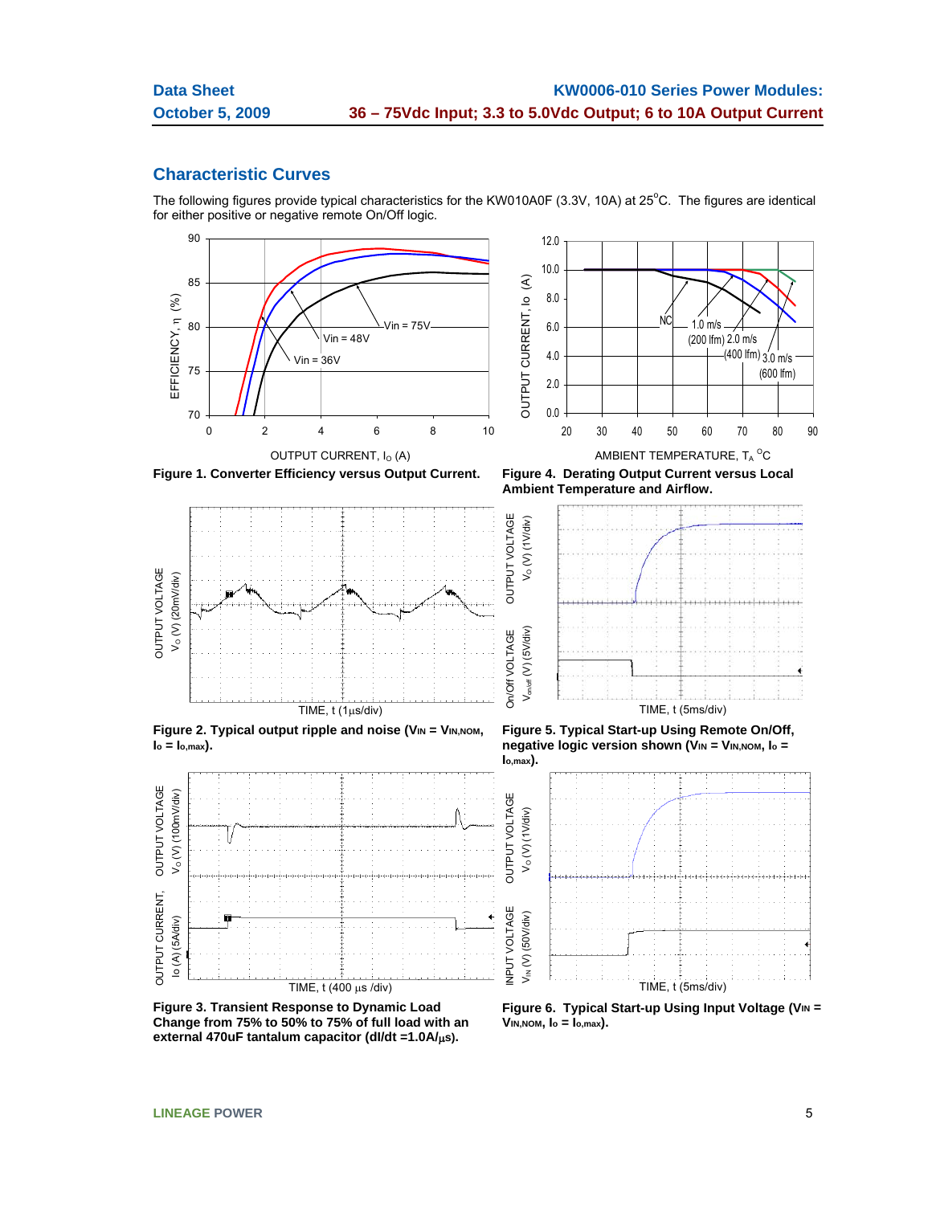## Characteristic Curves

The following figures provide typical characteristics for the KW010A0F (3.3V, 10A) at 25°C. The figures are identical for either positive or negative remote On/Off logic.

EFFICIENCY, η (%)
90
85
80
75
70
0 2 4 6 8 10
OUTPUT CURRENT, $I_O$ (A)
Vin = 75V
Vin = 48V
Vin = 36V

**Figure 1. Converter Efficiency versus Output Current.**

OUTPUT CURRENT, Io (A)
12.0
10.0
8.0
6.0
4.0
2.0
0.0
20 30 40 50 60 70 80 90
AMBIENT TEMPERATURE, $T_A$ °C
NC
1.0 m/s (200 lfm)
2.0 m/s (400 lfm)
3.0 m/s (600 lfm)

**Figure 4. Derating Output Current versus Local Ambient Temperature and Airflow.**

OUTPUT VOLTAGE $V_O$ (V) (20mV/div)
TIME, t (1μs/div)

**Figure 2. Typical output ripple and noise ($V_{IN}$ = $V_{IN,NOM}$, $I_o$ = $I_{o,max}$).**

OUTPUT VOLTAGE $V_O$ (V) (1V/div)
On/Off VOLTAGE $V_{on/off}$ (V) (5V/div)
TIME, t (5ms/div)

**Figure 5. Typical Start-up Using Remote On/Off, negative logic version shown ($V_{IN}$ = $V_{IN,NOM}$, $I_o$ = $I_{o,max}$).**

OUTPUT VOLTAGE $V_O$ (V) (100mV/div)
OUTPUT CURRENT, Io (A) (5A/div)
TIME, t (400 μs /div)

**Figure 3. Transient Response to Dynamic Load Change from 75% to 50% to 75% of full load with an external 470uF tantalum capacitor (dI/dt =1.0A/μs).**

OUTPUT VOLTAGE $V_O$ (V) (1V/div)
INPUT VOLTAGE $V_{IN}$ (V) (50V/div)
TIME, t (5ms/div)

**Figure 6. Typical Start-up Using Input Voltage ($V_{IN}$ = $V_{IN,NOM}$, $I_o$ = $I_{o,max}$).**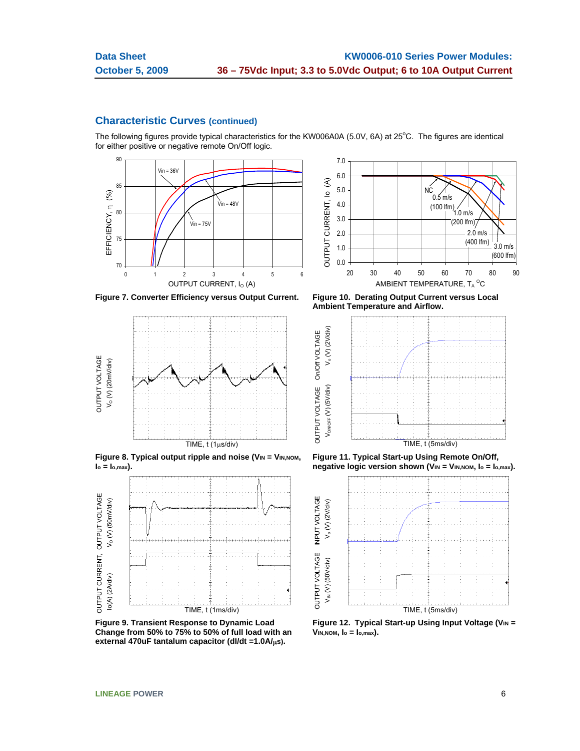## Characteristic Curves (continued)

The following figures provide typical characteristics for the KW006A0A (5.0V, 6A) at 25°C. The figures are identical for either positive or negative remote On/Off logic.

EFFICIENCY, η (%)
90
85
80
75
70
0 1 2 3 4 5 6
OUTPUT CURRENT, $I_O$ (A)
Vin = 36V
Vin = 48V
Vin = 75V

**Figure 7. Converter Efficiency versus Output Current.**

OUTPUT CURRENT, Io (A)
7.0
6.0
5.0
4.0
3.0
2.0
1.0
0.0
20 30 40 50 60 70 80 90
AMBIENT TEMPERATURE, $T_A$ °C
NC
0.5 m/s (100 lfm)
1.0 m/s (200 lfm)
2.0 m/s (400 lfm)
3.0 m/s (600 lfm)

**Figure 10. Derating Output Current versus Local Ambient Temperature and Airflow.**

OUTPUT VOLTAGE
$V_O$ (V) (20mV/div)
TIME, t (1μs/div)

**Figure 8. Typical output ripple and noise ($V_{IN}$ = $V_{IN,NOM}$, $I_o$ = $I_{o,max}$).**

On/Off VOLTAGE
$V_o$ (V) (2V/div)
OUTPUT VOLTAGE
$V_{ON/OFF}$ (V) (5V/div)
TIME, t (5ms/div)

**Figure 11. Typical Start-up Using Remote On/Off, negative logic version shown ($V_{IN}$ = $V_{IN,NOM}$, $I_o$ = $I_{o,max}$).**

OUTPUT VOLTAGE
$V_O$ (V) (50mV/div)
OUTPUT CURRENT,
Io(A) (2A/div)
TIME, t (1ms/div)

**Figure 9. Transient Response to Dynamic Load Change from 50% to 75% to 50% of full load with an external 470uF tantalum capacitor (dI/dt =1.0A/μs).**

INPUT VOLTAGE
$V_o$ (V) (2V/div)
OUTPUT VOLTAGE
$V_{IN}$ (V) (50V/div)
TIME, t (5ms/div)

**Figure 12. Typical Start-up Using Input Voltage ($V_{IN}$ = $V_{IN,NOM}$, $I_o$ = $I_{o,max}$).**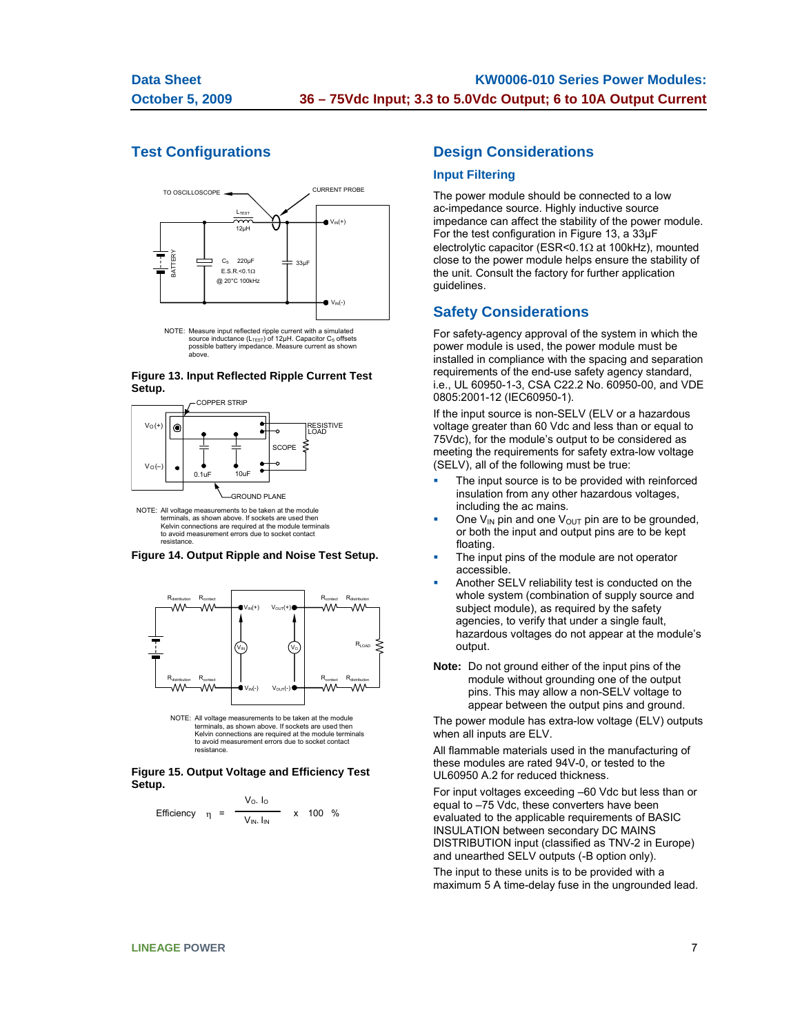## Test Configurations

TO OSCILLOSCOPE

CURRENT PROBE

$L_{TEST}$

12μH

BATTERY

$C_S$ 220μF

E.S.R.<0.1Ω

@ 20°C 100kHz

33μF

$V_{IN}(+)$

$V_{IN}(-)$

NOTE: Measure input reflected ripple current with a simulated source inductance ($L_{TEST}$) of 12μH. Capacitor $C_S$ offsets possible battery impedance. Measure current as shown above.

**Figure 13. Input Reflected Ripple Current Test Setup.**

COPPER STRIP

$V_O(+)$

$V_O(-)$

RESISTIVE LOAD

SCOPE

0.1uF

10uF

GROUND PLANE

NOTE: All voltage measurements to be taken at the module terminals, as shown above. If sockets are used then Kelvin connections are required at the module terminals to avoid measurement errors due to socket contact resistance.

**Figure 14. Output Ripple and Noise Test Setup.**

$R_{distribution}$ $R_{contact}$

$V_{IN}(+)$

$V_{OUT}(+)$

$R_{contact}$ $R_{distribution}$

$V_{IN}$

$V_O$

$R_{LOAD}$

$R_{distribution}$ $R_{contact}$

$V_{IN}(-)$

$V_{OUT}(-)$

$R_{contact}$ $R_{distribution}$

NOTE: All voltage measurements to be taken at the module terminals, as shown above. If sockets are used then Kelvin connections are required at the module terminals to avoid measurement errors due to socket contact resistance.

**Figure 15. Output Voltage and Efficiency Test Setup.**

$$\text{Efficiency} \quad \eta = \frac{V_O \cdot I_O}{V_{IN} \cdot I_{IN}} \times 100 \ \%$$

## Design Considerations

### Input Filtering

The power module should be connected to a low ac-impedance source. Highly inductive source impedance can affect the stability of the power module. For the test configuration in Figure 13, a 33μF electrolytic capacitor (ESR<0.1Ω at 100kHz), mounted close to the power module helps ensure the stability of the unit. Consult the factory for further application guidelines.

## Safety Considerations

For safety-agency approval of the system in which the power module is used, the power module must be installed in compliance with the spacing and separation requirements of the end-use safety agency standard, i.e., UL 60950-1-3, CSA C22.2 No. 60950-00, and VDE 0805:2001-12 (IEC60950-1).

If the input source is non-SELV (ELV or a hazardous voltage greater than 60 Vdc and less than or equal to 75Vdc), for the module's output to be considered as meeting the requirements for safety extra-low voltage (SELV), all of the following must be true:

- The input source is to be provided with reinforced insulation from any other hazardous voltages, including the ac mains.
- One $V_{IN}$ pin and one $V_{OUT}$ pin are to be grounded, or both the input and output pins are to be kept floating.
- The input pins of the module are not operator accessible.
- Another SELV reliability test is conducted on the whole system (combination of supply source and subject module), as required by the safety agencies, to verify that under a single fault, hazardous voltages do not appear at the module's output.

**Note:** Do not ground either of the input pins of the module without grounding one of the output pins. This may allow a non-SELV voltage to appear between the output pins and ground.

The power module has extra-low voltage (ELV) outputs when all inputs are ELV.

All flammable materials used in the manufacturing of these modules are rated 94V-0, or tested to the UL60950 A.2 for reduced thickness.

For input voltages exceeding –60 Vdc but less than or equal to –75 Vdc, these converters have been evaluated to the applicable requirements of BASIC INSULATION between secondary DC MAINS DISTRIBUTION input (classified as TNV-2 in Europe) and unearthed SELV outputs (-B option only).

The input to these units is to be provided with a maximum 5 A time-delay fuse in the ungrounded lead.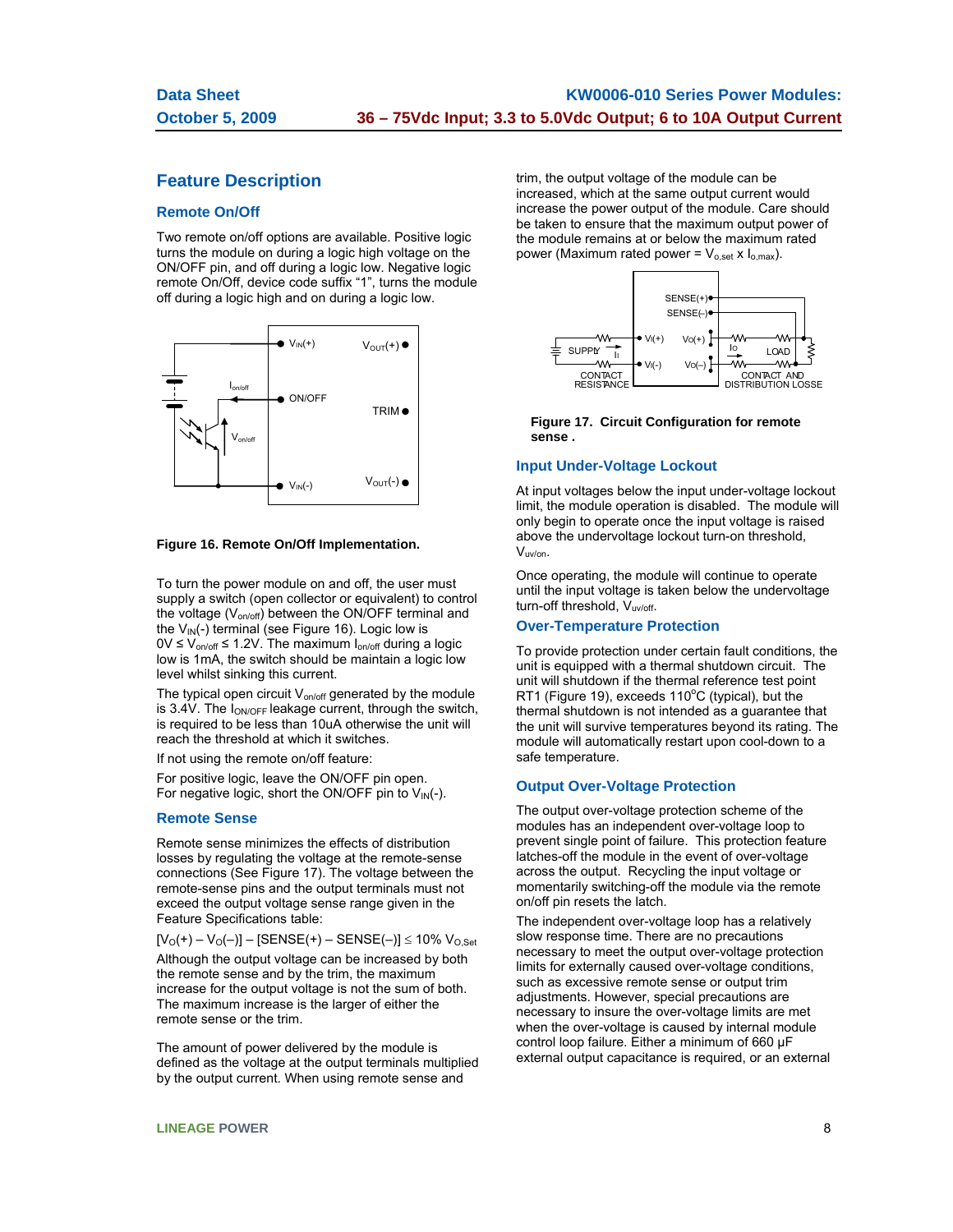## Feature Description

### Remote On/Off

Two remote on/off options are available. Positive logic turns the module on during a logic high voltage on the ON/OFF pin, and off during a logic low. Negative logic remote On/Off, device code suffix "1", turns the module off during a logic high and on during a logic low.

**Figure 16. Remote On/Off Implementation.**

To turn the power module on and off, the user must supply a switch (open collector or equivalent) to control the voltage ($V_{on/off}$) between the ON/OFF terminal and the $V_{IN}(-)$ terminal (see Figure 16). Logic low is $0V \leq V_{on/off} \leq 1.2V$. The maximum $I_{on/off}$ during a logic low is 1mA, the switch should be maintain a logic low level whilst sinking this current.

The typical open circuit $V_{on/off}$ generated by the module is 3.4V. The $I_{ON/OFF}$ leakage current, through the switch, is required to be less than 10uA otherwise the unit will reach the threshold at which it switches.

If not using the remote on/off feature:

For positive logic, leave the ON/OFF pin open.
For negative logic, short the ON/OFF pin to $V_{IN}(-)$.

### Remote Sense

Remote sense minimizes the effects of distribution losses by regulating the voltage at the remote-sense connections (See Figure 17). The voltage between the remote-sense pins and the output terminals must not exceed the output voltage sense range given in the Feature Specifications table:

$$[V_O(+) – V_O(–)] – [SENSE(+) – SENSE(–)] \leq 10\% \; V_{O,Set}$$

Although the output voltage can be increased by both the remote sense and by the trim, the maximum increase for the output voltage is not the sum of both. The maximum increase is the larger of either the remote sense or the trim.

The amount of power delivered by the module is defined as the voltage at the output terminals multiplied by the output current. When using remote sense and trim, the output voltage of the module can be increased, which at the same output current would increase the power output of the module. Care should be taken to ensure that the maximum output power of the module remains at or below the maximum rated power (Maximum rated power = $V_{o,set} \times I_{o,max}$).

**Figure 17. Circuit Configuration for remote sense .**

### Input Under-Voltage Lockout

At input voltages below the input under-voltage lockout limit, the module operation is disabled. The module will only begin to operate once the input voltage is raised above the undervoltage lockout turn-on threshold, $V_{uv/on}$.

Once operating, the module will continue to operate until the input voltage is taken below the undervoltage turn-off threshold, $V_{uv/off}$.

### Over-Temperature Protection

To provide protection under certain fault conditions, the unit is equipped with a thermal shutdown circuit. The unit will shutdown if the thermal reference test point RT1 (Figure 19), exceeds 110°C (typical), but the thermal shutdown is not intended as a guarantee that the unit will survive temperatures beyond its rating. The module will automatically restart upon cool-down to a safe temperature.

### Output Over-Voltage Protection

The output over-voltage protection scheme of the modules has an independent over-voltage loop to prevent single point of failure. This protection feature latches-off the module in the event of over-voltage across the output. Recycling the input voltage or momentarily switching-off the module via the remote on/off pin resets the latch.

The independent over-voltage loop has a relatively slow response time. There are no precautions necessary to meet the output over-voltage protection limits for externally caused over-voltage conditions, such as excessive remote sense or output trim adjustments. However, special precautions are necessary to insure the over-voltage limits are met when the over-voltage is caused by internal module control loop failure. Either a minimum of 660 µF external output capacitance is required, or an external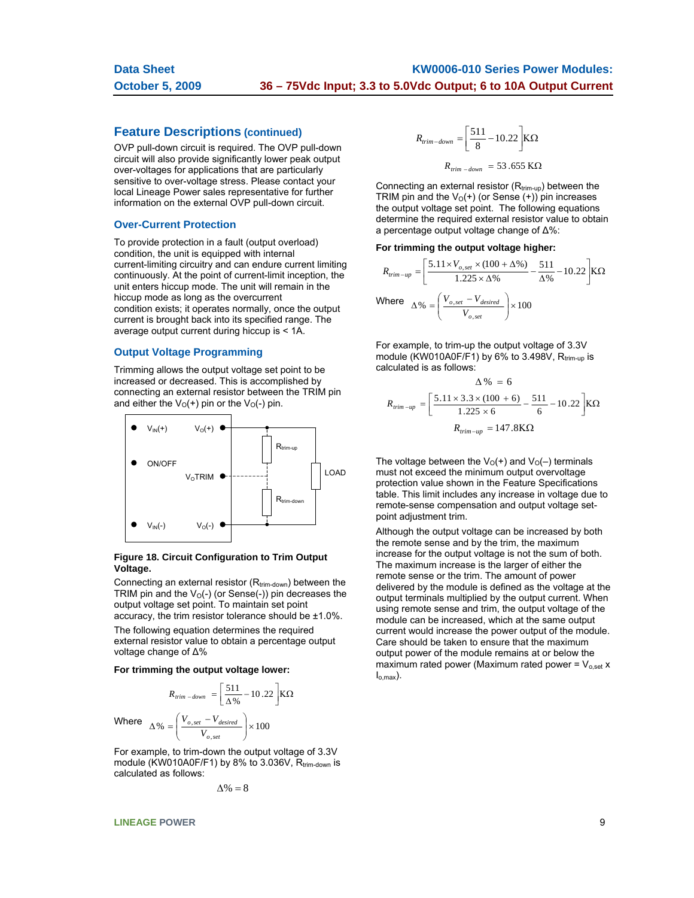## Feature Descriptions (continued)

OVP pull-down circuit is required. The OVP pull-down circuit will also provide significantly lower peak output over-voltages for applications that are particularly sensitive to over-voltage stress. Please contact your local Lineage Power sales representative for further information on the external OVP pull-down circuit.

### Over-Current Protection

To provide protection in a fault (output overload) condition, the unit is equipped with internal current-limiting circuitry and can endure current limiting continuously. At the point of current-limit inception, the unit enters hiccup mode. The unit will remain in the hiccup mode as long as the overcurrent condition exists; it operates normally, once the output current is brought back into its specified range. The average output current during hiccup is < 1A.

### Output Voltage Programming

Trimming allows the output voltage set point to be increased or decreased. This is accomplished by connecting an external resistor between the TRIM pin and either the $V_O(+)$ pin or the $V_O(-)$ pin.

$V_{IN}(+)$ $V_O(+)$ ON/OFF $V_O$TRIM $V_{IN}(-)$ $V_O(-)$ $R_{trim-up}$ $R_{trim-down}$ LOAD

**Figure 18. Circuit Configuration to Trim Output Voltage.**

Connecting an external resistor ($R_{trim-down}$) between the TRIM pin and the $V_O(-)$ (or Sense(-)) pin decreases the output voltage set point. To maintain set point accuracy, the trim resistor tolerance should be ±1.0%.

The following equation determines the required external resistor value to obtain a percentage output voltage change of Δ%

**For trimming the output voltage lower:**

$$R_{trim-down} = \left[\frac{511}{\Delta\%} - 10.22\right] K\Omega$$

Where $\Delta\% = \left(\frac{V_{o,set} - V_{desired}}{V_{o,set}}\right) \times 100$

For example, to trim-down the output voltage of 3.3V module (KW010A0F/F1) by 8% to 3.036V, $R_{trim-down}$ is calculated as follows:

$$\Delta\% = 8$$

$$R_{trim-down} = \left[\frac{511}{8} - 10.22\right] K\Omega$$

$$R_{trim-down} = 53.655\ K\Omega$$

Connecting an external resistor ($R_{trim-up}$) between the TRIM pin and the $V_O(+)$ (or Sense (+)) pin increases the output voltage set point. The following equations determine the required external resistor value to obtain a percentage output voltage change of Δ%:

**For trimming the output voltage higher:**

$$R_{trim-up} = \left[\frac{5.11 \times V_{o,set} \times (100 + \Delta\%)}{1.225 \times \Delta\%} - \frac{511}{\Delta\%} - 10.22\right] K\Omega$$

Where $\Delta\% = \left(\frac{V_{o,set} - V_{desired}}{V_{o,set}}\right) \times 100$

For example, to trim-up the output voltage of 3.3V module (KW010A0F/F1) by 6% to 3.498V, $R_{trim-up}$ is calculated is as follows:

$$\Delta\% = 6$$

$$R_{trim-up} = \left[\frac{5.11 \times 3.3 \times (100 + 6)}{1.225 \times 6} - \frac{511}{6} - 10.22\right] K\Omega$$

$$R_{trim-up} = 147.8 K\Omega$$

The voltage between the $V_O(+)$ and $V_O(–)$ terminals must not exceed the minimum output overvoltage protection value shown in the Feature Specifications table. This limit includes any increase in voltage due to remote-sense compensation and output voltage set-point adjustment trim.

Although the output voltage can be increased by both the remote sense and by the trim, the maximum increase for the output voltage is not the sum of both. The maximum increase is the larger of either the remote sense or the trim. The amount of power delivered by the module is defined as the voltage at the output terminals multiplied by the output current. When using remote sense and trim, the output voltage of the module can be increased, which at the same output current would increase the power output of the module. Care should be taken to ensure that the maximum output power of the module remains at or below the maximum rated power (Maximum rated power = $V_{o,set}$ x $I_{o,max}$).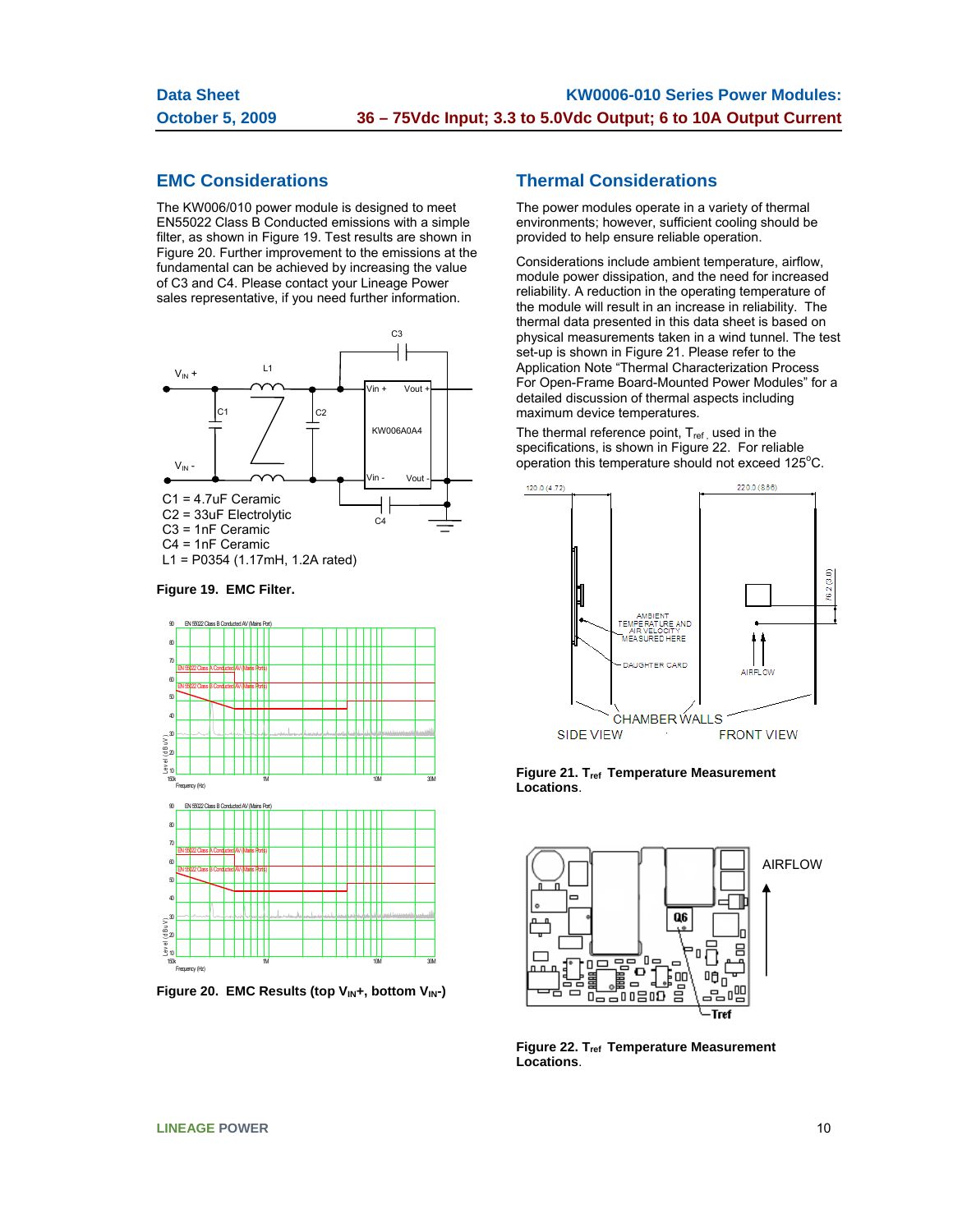## EMC Considerations

The KW006/010 power module is designed to meet EN55022 Class B Conducted emissions with a simple filter, as shown in Figure 19. Test results are shown in Figure 20. Further improvement to the emissions at the fundamental can be achieved by increasing the value of C3 and C4. Please contact your Lineage Power sales representative, if you need further information.

C3

$V_{IN}$ +

L1

C1

C2

Vin + Vout +

KW006A0A4

$V_{IN}$ -

Vin - Vout -

C4

C1 = 4.7uF Ceramic
C2 = 33uF Electrolytic
C3 = 1nF Ceramic
C4 = 1nF Ceramic
L1 = P0354 (1.17mH, 1.2A rated)

**Figure 19. EMC Filter.**

EN 55022 Class B Conducted AV (Mains Port)
EN 55022 Class A Conducted AV (Mains Ports)
EN 55022 Class B Conducted AV (Mains Ports)
90 80 70 60 50 40 30 20 10
Level (dBuV)
150k 1M 10M 30M
Frequency (Hz)

EN 55022 Class B Conducted AV (Mains Port)
EN 55022 Class A Conducted AV (Mains Ports)
EN 55022 Class B Conducted AV (Mains Ports)
90 80 70 60 50 40 30 20 10
Level (dBuV)
150k 1M 10M 30M
Frequency (Hz)

**Figure 20. EMC Results (top $V_{IN}$+, bottom $V_{IN}$-)**

## Thermal Considerations

The power modules operate in a variety of thermal environments; however, sufficient cooling should be provided to help ensure reliable operation.

Considerations include ambient temperature, airflow, module power dissipation, and the need for increased reliability. A reduction in the operating temperature of the module will result in an increase in reliability. The thermal data presented in this data sheet is based on physical measurements taken in a wind tunnel. The test set-up is shown in Figure 21. Please refer to the Application Note "Thermal Characterization Process For Open-Frame Board-Mounted Power Modules" for a detailed discussion of thermal aspects including maximum device temperatures.

The thermal reference point, $T_{ref}$, used in the specifications, is shown in Figure 22. For reliable operation this temperature should not exceed 125°C.

120.0 (4.72)
220.0 (8.66)
76.2 (3.0)
AMBIENT TEMPERATURE AND AIR VELOCITY MEASURED HERE
DAUGHTER CARD
AIRFLOW
CHAMBER WALLS
SIDE VIEW
FRONT VIEW

**Figure 21. $T_{ref}$ Temperature Measurement Locations.**

Q6
AIRFLOW
Tref

**Figure 22. $T_{ref}$ Temperature Measurement Locations.**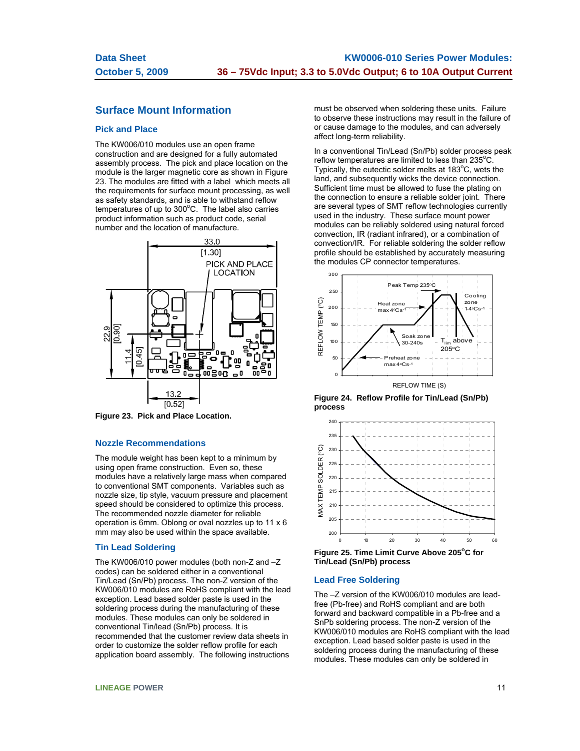## Surface Mount Information

### Pick and Place

The KW006/010 modules use an open frame construction and are designed for a fully automated assembly process. The pick and place location on the module is the larger magnetic core as shown in Figure 23. The modules are fitted with a label which meets all the requirements for surface mount processing, as well as safety standards, and is able to withstand reflow temperatures of up to 300°C. The label also carries product information such as product code, serial number and the location of manufacture.

33.0
[1.30]
PICK AND PLACE
LOCATION
22.9
[0.90]
11.4
[0.45]
13.2
[0.52]

**Figure 23. Pick and Place Location.**

### Nozzle Recommendations

The module weight has been kept to a minimum by using open frame construction. Even so, these modules have a relatively large mass when compared to conventional SMT components. Variables such as nozzle size, tip style, vacuum pressure and placement speed should be considered to optimize this process. The recommended nozzle diameter for reliable operation is 6mm. Oblong or oval nozzles up to 11 x 6 mm may also be used within the space available.

### Tin Lead Soldering

The KW006/010 power modules (both non-Z and –Z codes) can be soldered either in a conventional Tin/Lead (Sn/Pb) process. The non-Z version of the KW006/010 modules are RoHS compliant with the lead exception. Lead based solder paste is used in the soldering process during the manufacturing of these modules. These modules can only be soldered in conventional Tin/lead (Sn/Pb) process. It is recommended that the customer review data sheets in order to customize the solder reflow profile for each application board assembly. The following instructions must be observed when soldering these units. Failure to observe these instructions may result in the failure of or cause damage to the modules, and can adversely affect long-term reliability.

In a conventional Tin/Lead (Sn/Pb) solder process peak reflow temperatures are limited to less than 235°C. Typically, the eutectic solder melts at 183°C, wets the land, and subsequently wicks the device connection. Sufficient time must be allowed to fuse the plating on the connection to ensure a reliable solder joint. There are several types of SMT reflow technologies currently used in the industry. These surface mount power modules can be reliably soldered using natural forced convection, IR (radiant infrared), or a combination of convection/IR. For reliable soldering the solder reflow profile should be established by accurately measuring the modules CP connector temperatures.

REFLOW TEMP (°C)
300
250
200
150
100
50
0
Peak Temp 235°C
Heat zone
max 4°Cs⁻¹
Cooling
zone
1-4°Cs⁻¹
Soak zone
30-240s
$T_{lim}$ above
205°C
Preheat zone
max 4°Cs⁻¹
REFLOW TIME (S)

**Figure 24. Reflow Profile for Tin/Lead (Sn/Pb) process**

MAX TEMP SOLDER (°C)
240
235
230
225
220
215
210
205
200
0 10 20 30 40 50 60

**Figure 25. Time Limit Curve Above 205°C for Tin/Lead (Sn/Pb) process**

### Lead Free Soldering

The –Z version of the KW006/010 modules are lead-free (Pb-free) and RoHS compliant and are both forward and backward compatible in a Pb-free and a SnPb soldering process. The non-Z version of the KW006/010 modules are RoHS compliant with the lead exception. Lead based solder paste is used in the soldering process during the manufacturing of these modules. These modules can only be soldered in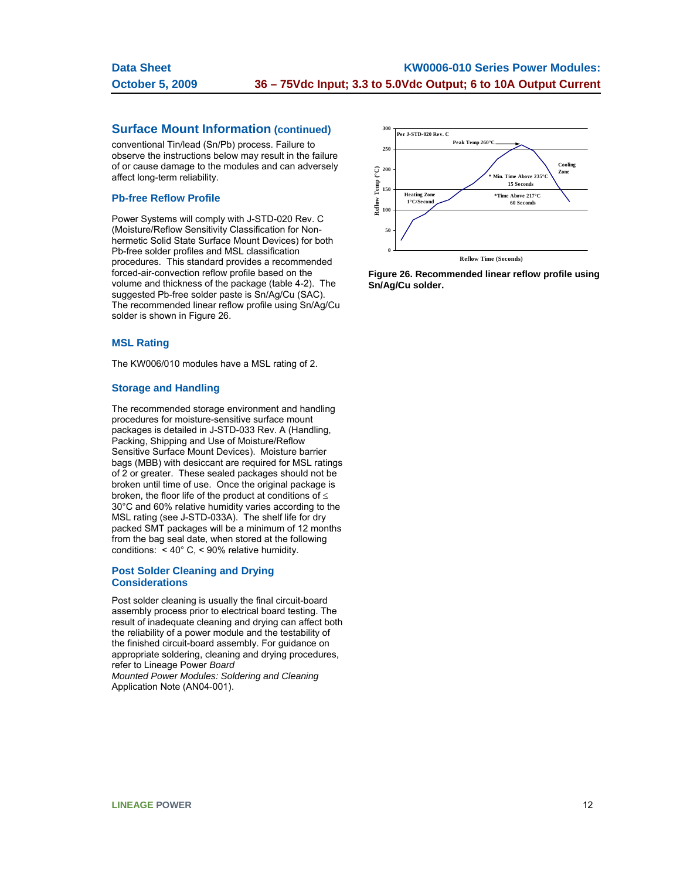## Surface Mount Information (continued)

conventional Tin/lead (Sn/Pb) process. Failure to observe the instructions below may result in the failure of or cause damage to the modules and can adversely affect long-term reliability.

### Pb-free Reflow Profile

Power Systems will comply with J-STD-020 Rev. C (Moisture/Reflow Sensitivity Classification for Non-hermetic Solid State Surface Mount Devices) for both Pb-free solder profiles and MSL classification procedures. This standard provides a recommended forced-air-convection reflow profile based on the volume and thickness of the package (table 4-2). The suggested Pb-free solder paste is Sn/Ag/Cu (SAC). The recommended linear reflow profile using Sn/Ag/Cu solder is shown in Figure 26.

### MSL Rating

The KW006/010 modules have a MSL rating of 2.

### Storage and Handling

The recommended storage environment and handling procedures for moisture-sensitive surface mount packages is detailed in J-STD-033 Rev. A (Handling, Packing, Shipping and Use of Moisture/Reflow Sensitive Surface Mount Devices). Moisture barrier bags (MBB) with desiccant are required for MSL ratings of 2 or greater. These sealed packages should not be broken until time of use. Once the original package is broken, the floor life of the product at conditions of ≤ 30°C and 60% relative humidity varies according to the MSL rating (see J-STD-033A). The shelf life for dry packed SMT packages will be a minimum of 12 months from the bag seal date, when stored at the following conditions: < 40° C, < 90% relative humidity.

### Post Solder Cleaning and Drying Considerations

Post solder cleaning is usually the final circuit-board assembly process prior to electrical board testing. The result of inadequate cleaning and drying can affect both the reliability of a power module and the testability of the finished circuit-board assembly. For guidance on appropriate soldering, cleaning and drying procedures, refer to Lineage Power *Board Mounted Power Modules: Soldering and Cleaning* Application Note (AN04-001).

Per J-STD-020 Rev. C
Peak Temp 260°C
Cooling Zone
* Min. Time Above 235°C 15 Seconds
Heating Zone 1°C/Second
*Time Above 217°C 60 Seconds
Reflow Temp (°C)
300
250
200
150
100
50
0
Reflow Time (Seconds)

**Figure 26. Recommended linear reflow profile using Sn/Ag/Cu solder.**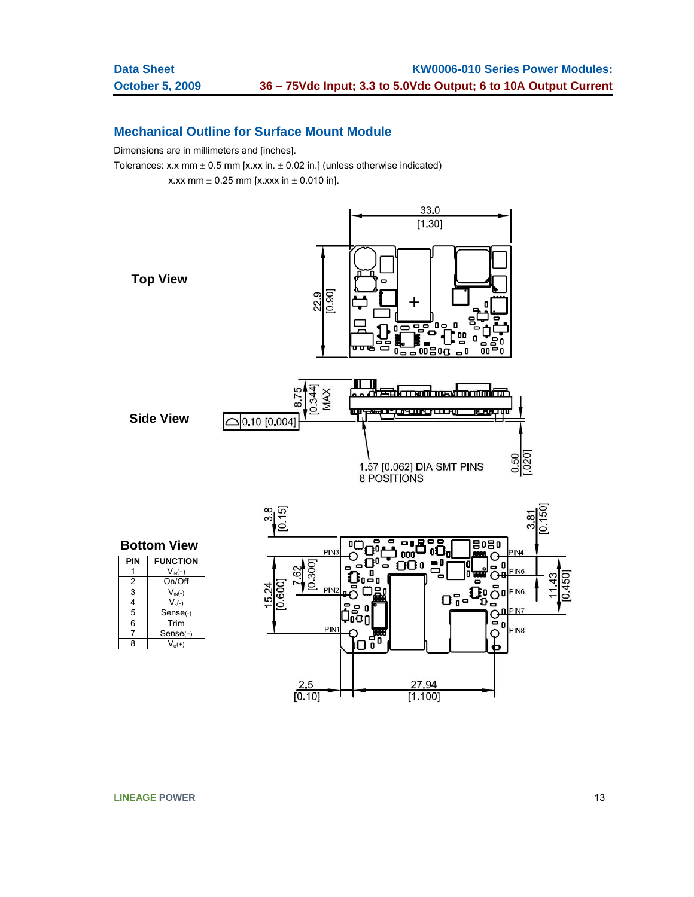## Mechanical Outline for Surface Mount Module

Dimensions are in millimeters and [inches].

Tolerances: x.x mm ± 0.5 mm [x.xx in. ± 0.02 in.] (unless otherwise indicated)

x.xx mm ± 0.25 mm [x.xxx in ± 0.010 in].

**Top View**

33.0
[1.30]
22.9
[0.90]

**Side View**

8.75
[0.344]
MAX
0.10 [0.004]
1.57 [0.062] DIA SMT PINS
8 POSITIONS
0.50
[.020]

**Bottom View**

| PIN | FUNCTION |
|---|---|
| 1 | $V_{IN}(+)$ |
| 2 | On/Off |
| 3 | $V_{IN}(-)$ |
| 4 | $V_o(-)$ |
| 5 | Sense(-) |
| 6 | Trim |
| 7 | Sense(+) |
| 8 | $V_o(+)$ |

3.8
[0.15]
3.81
[0.150]
15.24
[0.600]
7.62
[0.300]
11.43
[0.450]
PIN1
PIN2
PIN3
PIN4
PIN5
PIN6
PIN7
PIN8
2.5
[0.10]
27.94
[1.100]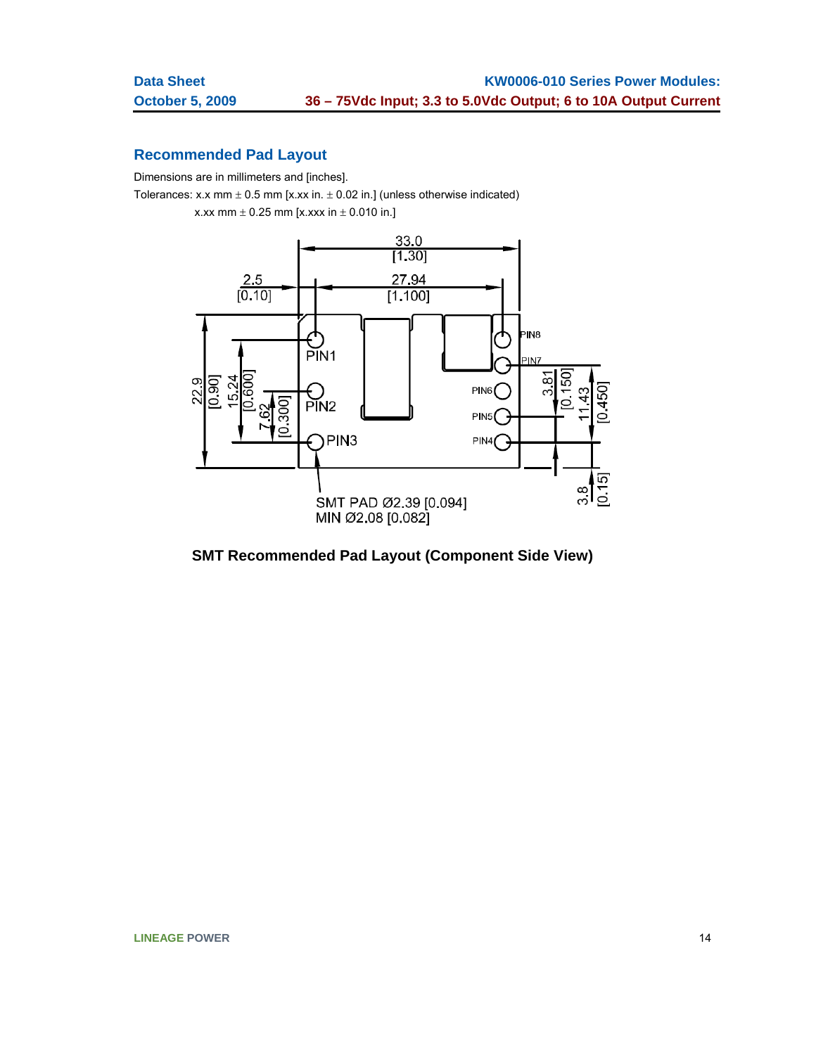## Recommended Pad Layout

Dimensions are in millimeters and [inches].

Tolerances: x.x mm ± 0.5 mm [x.xx in. ± 0.02 in.] (unless otherwise indicated)

x.xx mm ± 0.25 mm [x.xxx in ± 0.010 in.]

33.0
[1.30]
2.5
[0.10]
27.94
[1.100]
22.9
[0.90]
15.24
[0.600]
7.62
[0.300]
PIN1
PIN2
PIN3
PIN8
PIN7
PIN6
PIN5
PIN4
3.81
[0.150]
11.43
[0.450]
3.8
[0.15]
SMT PAD Ø2.39 [0.094]
MIN Ø2.08 [0.082]

**SMT Recommended Pad Layout (Component Side View)**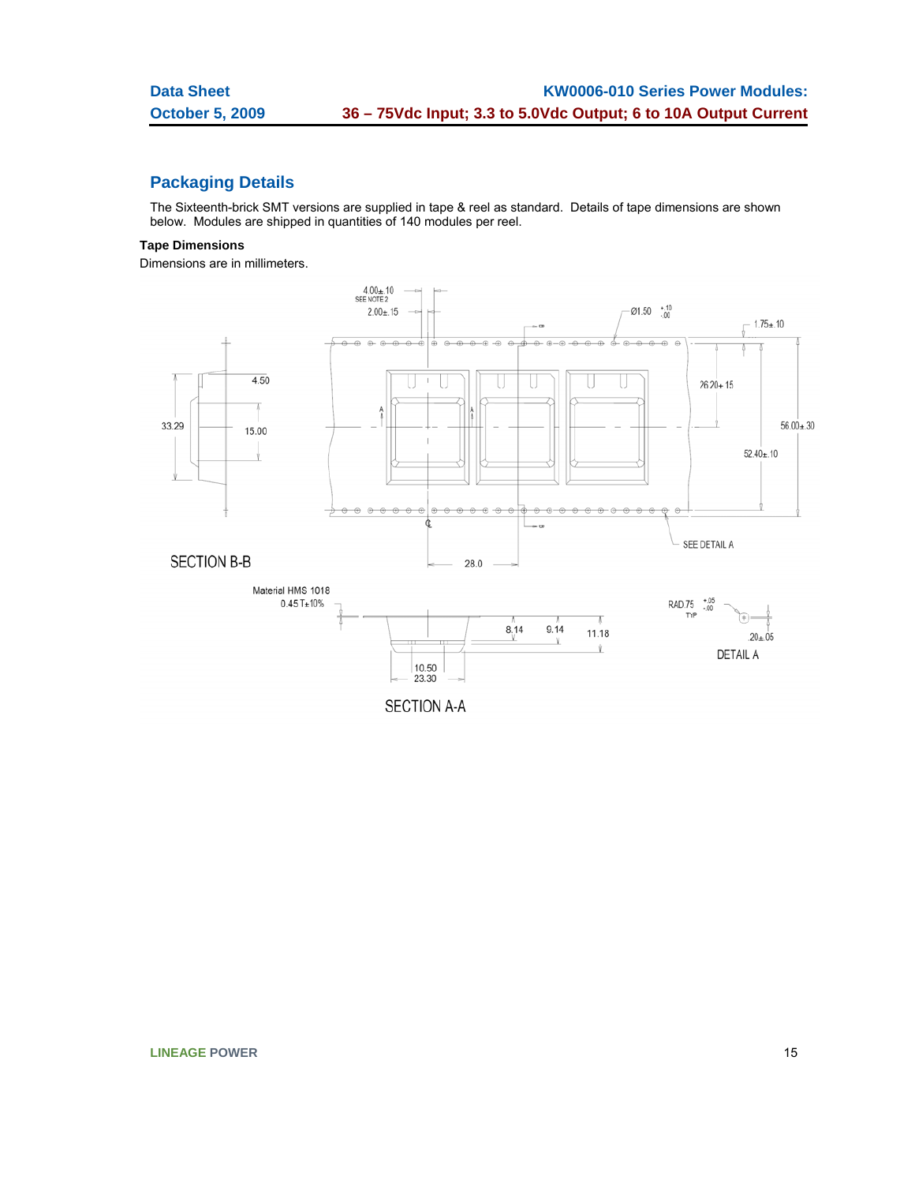## Packaging Details

The Sixteenth-brick SMT versions are supplied in tape & reel as standard. Details of tape dimensions are shown below. Modules are shipped in quantities of 140 modules per reel.

**Tape Dimensions**

Dimensions are in millimeters.

4.00±.10
SEE NOTE 2
2.00±.15
Ø1.50 +.10 -.00
1.75±.10
26.20±.15
56.00±.30
52.40±.10
SEE DETAIL A
28.0
4.50
33.29
15.00
SECTION B-B

Material HMS 1018
0.45 T±10%
8.14
9.14
11.18
10.50
23.30
SECTION A-A

RAD.75 +.05 -.00 TYP
.20±.05
DETAIL A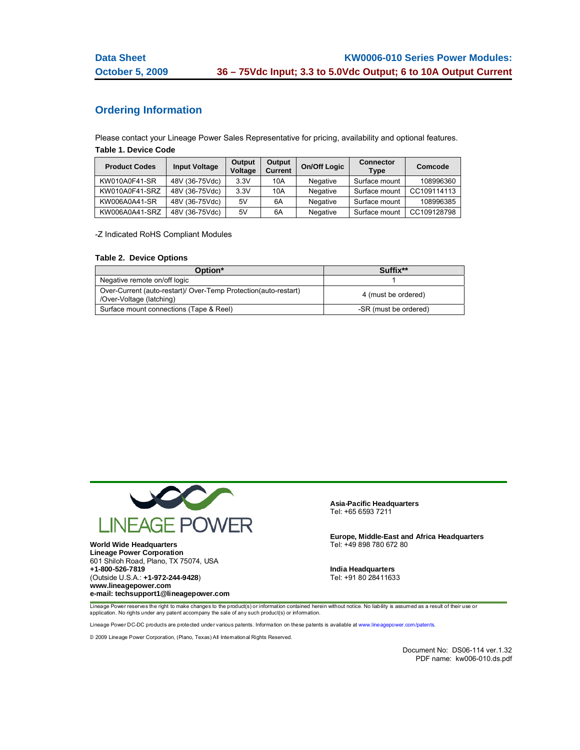## Ordering Information

Please contact your Lineage Power Sales Representative for pricing, availability and optional features.

**Table 1. Device Code**

| Product Codes | Input Voltage | Output Voltage | Output Current | On/Off Logic | Connector Type | Comcode |
|---|---|---|---|---|---|---|
| KW010A0F41-SR | 48V (36-75Vdc) | 3.3V | 10A | Negative | Surface mount | 108996360 |
| KW010A0F41-SRZ | 48V (36-75Vdc) | 3.3V | 10A | Negative | Surface mount | CC109114113 |
| KW006A0A41-SR | 48V (36-75Vdc) | 5V | 6A | Negative | Surface mount | 108996385 |
| KW006A0A41-SRZ | 48V (36-75Vdc) | 5V | 6A | Negative | Surface mount | CC109128798 |

-Z Indicated RoHS Compliant Modules

**Table 2. Device Options**

| Option* | Suffix** |
|---|---|
| Negative remote on/off logic | 1 |
| Over-Current (auto-restart)/ Over-Temp Protection(auto-restart) /Over-Voltage (latching) | 4 (must be ordered) |
| Surface mount connections (Tape & Reel) | -SR (must be ordered) |

LINEAGE POWER

**World Wide Headquarters**
**Lineage Power Corporation**
601 Shiloh Road, Plano, TX 75074, USA
**+1-800-526-7819**
(Outside U.S.A.: **+1-972-244-9428**)
**www.lineagepower.com**
**e-mail: techsupport1@lineagepower.com**

**Asia-Pacific Headquarters**
Tel: +65 6593 7211

**Europe, Middle-East and Africa Headquarters**
Tel: +49 898 780 672 80

**India Headquarters**
Tel: +91 80 28411633

Lineage Power reserves the right to make changes to the product(s) or information contained herein without notice. No liability is assumed as a result of their use or application. No rights under any patent accompany the sale of any such product(s) or information.

Lineage Power DC-DC products are protected under various patents. Information on these patents is available at www.lineagepower.com/patents.

© 2009 Lineage Power Corporation, (Plano, Texas) All International Rights Reserved.

Document No: DS06-114 ver.1.32
PDF name: kw006-010.ds.pdf